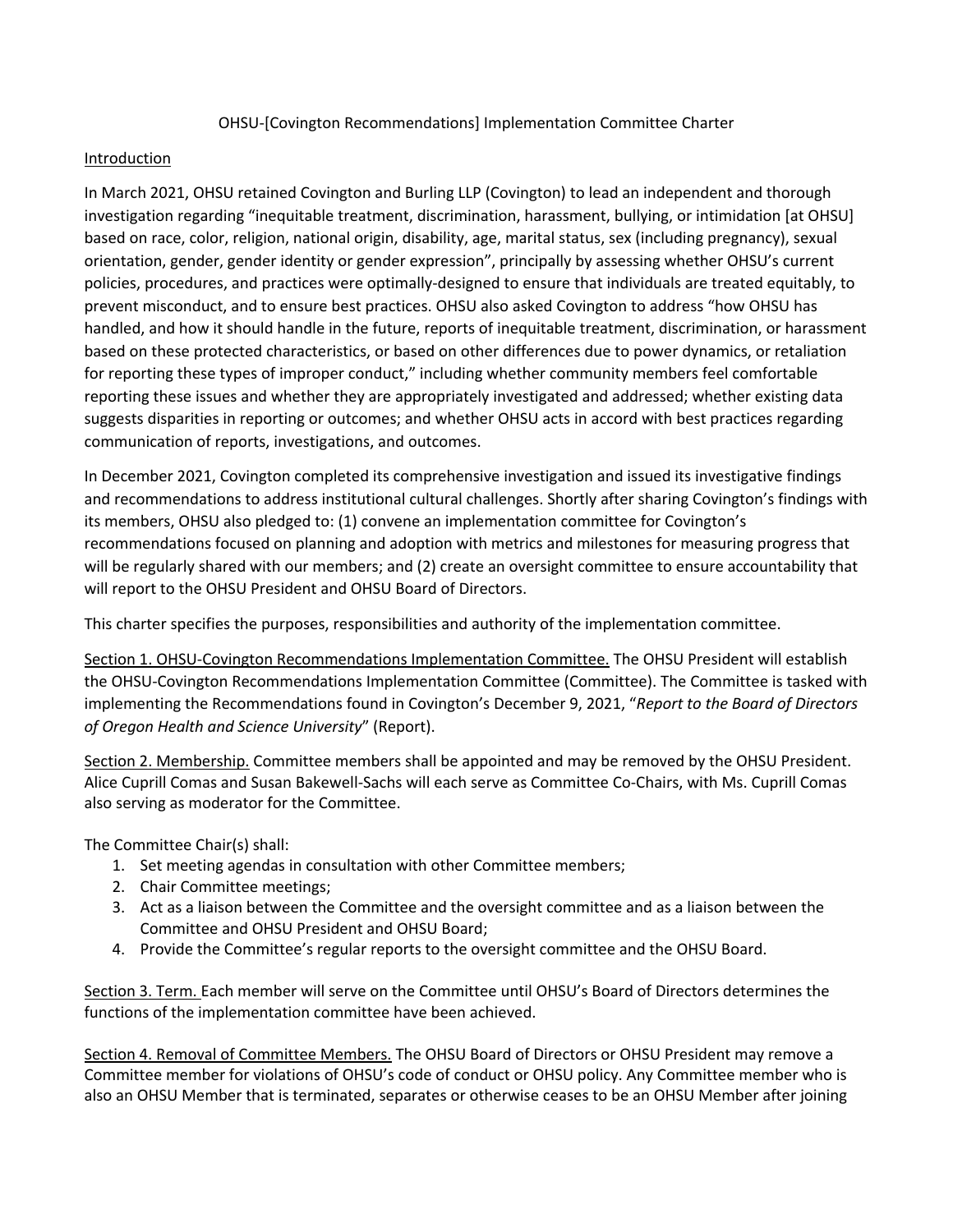OHSU-[Covington Recommendations] Implementation Committee Charter

Introduction

In March 2021, OHSU retained Covington and Burling LLP (Covington) to lead an independent and thorough investigation regarding "inequitable treatment, discrimination, harassment, bullying, or intimidation [at OHSU] based on race, color, religion, national origin, disability, age, marital status, sex (including pregnancy), sexual orientation, gender, gender identity or gender expression", principally by assessing whether OHSU's current policies, procedures, and practices were optimally-designed to ensure that individuals are treated equitably, to prevent misconduct, and to ensure best practices. OHSU also asked Covington to address "how OHSU has handled, and how it should handle in the future, reports of inequitable treatment, discrimination, or harassment based on these protected characteristics, or based on other differences due to power dynamics, or retaliation for reporting these types of improper conduct," including whether community members feel comfortable reporting these issues and whether they are appropriately investigated and addressed; whether existing data suggests disparities in reporting or outcomes; and whether OHSU acts in accord with best practices regarding communication of reports, investigations, and outcomes.

In December 2021, Covington completed its comprehensive investigation and issued its investigative findings and recommendations to address institutional cultural challenges. Shortly after sharing Covington's findings with its members, OHSU also pledged to: (1) convene an implementation committee for Covington's recommendations focused on planning and adoption with metrics and milestones for measuring progress that will be regularly shared with our members; and (2) create an oversight committee to ensure accountability that will report to the OHSU President and OHSU Board of Directors.

This charter specifies the purposes, responsibilities and authority of the implementation committee.

Section 1. OHSU-Covington Recommendations Implementation Committee. The OHSU President will establish the OHSU-Covington Recommendations Implementation Committee (Committee). The Committee is tasked with implementing the Recommendations found in Covington's December 9, 2021, "*Report to the Board of Directors of Oregon Health and Science University*" (Report).

Section 2. Membership. Committee members shall be appointed and may be removed by the OHSU President. Alice Cuprill Comas and Susan Bakewell-Sachs will each serve as Committee Co-Chairs, with Ms. Cuprill Comas also serving as moderator for the Committee.

The Committee Chair(s) shall:

1. Set meeting agendas in consultation with other Committee members;
2. Chair Committee meetings;
3. Act as a liaison between the Committee and the oversight committee and as a liaison between the Committee and OHSU President and OHSU Board;
4. Provide the Committee's regular reports to the oversight committee and the OHSU Board.

Section 3. Term. Each member will serve on the Committee until OHSU's Board of Directors determines the functions of the implementation committee have been achieved.

Section 4. Removal of Committee Members. The OHSU Board of Directors or OHSU President may remove a Committee member for violations of OHSU's code of conduct or OHSU policy. Any Committee member who is also an OHSU Member that is terminated, separates or otherwise ceases to be an OHSU Member after joining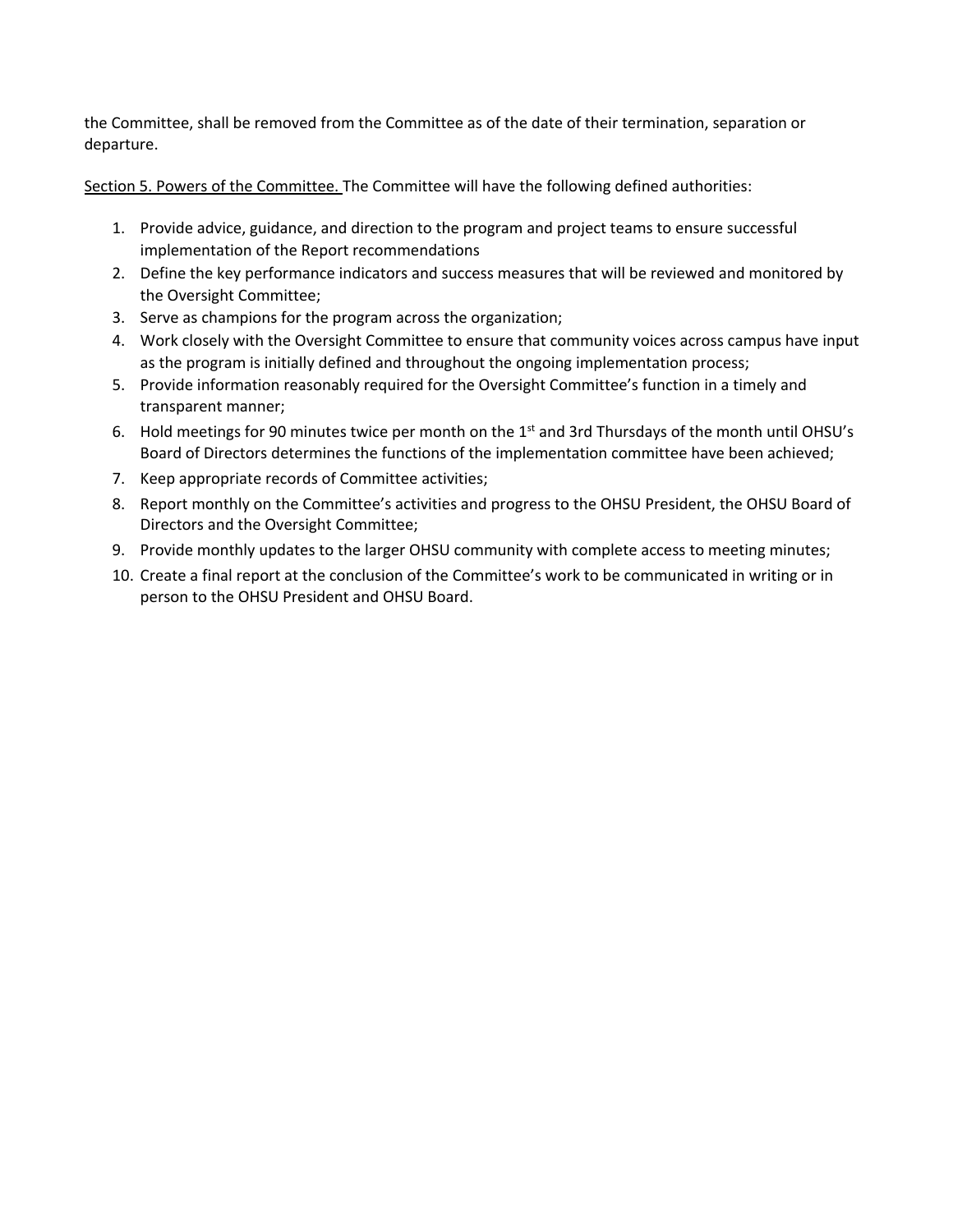the Committee, shall be removed from the Committee as of the date of their termination, separation or departure.

Section 5. Powers of the Committee. The Committee will have the following defined authorities:

1. Provide advice, guidance, and direction to the program and project teams to ensure successful implementation of the Report recommendations
2. Define the key performance indicators and success measures that will be reviewed and monitored by the Oversight Committee;
3. Serve as champions for the program across the organization;
4. Work closely with the Oversight Committee to ensure that community voices across campus have input as the program is initially defined and throughout the ongoing implementation process;
5. Provide information reasonably required for the Oversight Committee's function in a timely and transparent manner;
6. Hold meetings for 90 minutes twice per month on the 1st and 3rd Thursdays of the month until OHSU's Board of Directors determines the functions of the implementation committee have been achieved;
7. Keep appropriate records of Committee activities;
8. Report monthly on the Committee's activities and progress to the OHSU President, the OHSU Board of Directors and the Oversight Committee;
9. Provide monthly updates to the larger OHSU community with complete access to meeting minutes;
10. Create a final report at the conclusion of the Committee's work to be communicated in writing or in person to the OHSU President and OHSU Board.